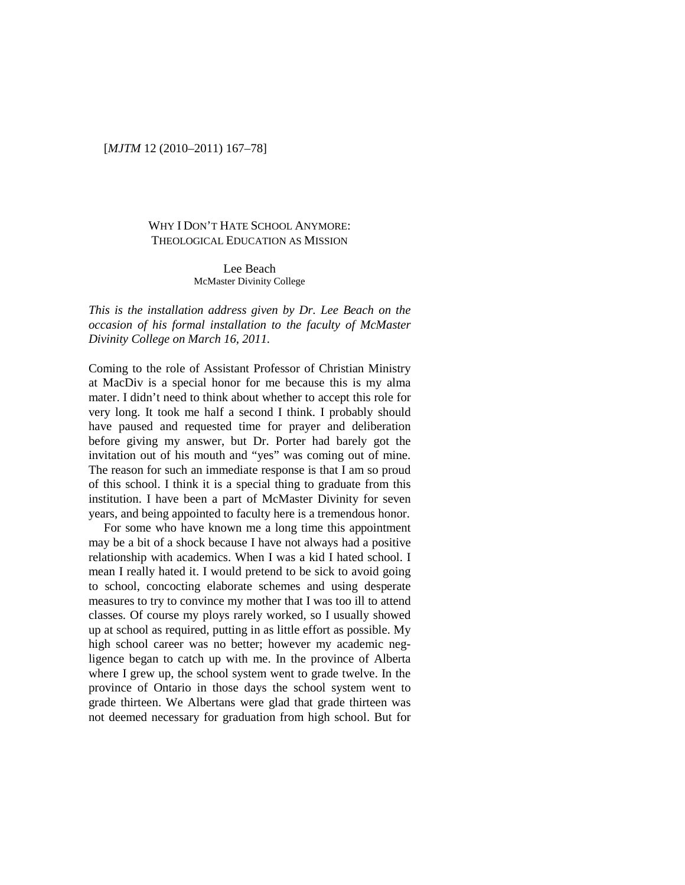# Why I Don't Hate School Anymore: Theological Education as Mission

Lee Beach
McMaster Divinity College

*This is the installation address given by Dr. Lee Beach on the occasion of his formal installation to the faculty of McMaster Divinity College on March 16, 2011.*

Coming to the role of Assistant Professor of Christian Ministry at MacDiv is a special honor for me because this is my alma mater. I didn't need to think about whether to accept this role for very long. It took me half a second I think. I probably should have paused and requested time for prayer and deliberation before giving my answer, but Dr. Porter had barely got the invitation out of his mouth and "yes" was coming out of mine. The reason for such an immediate response is that I am so proud of this school. I think it is a special thing to graduate from this institution. I have been a part of McMaster Divinity for seven years, and being appointed to faculty here is a tremendous honor.

For some who have known me a long time this appointment may be a bit of a shock because I have not always had a positive relationship with academics. When I was a kid I hated school. I mean I really hated it. I would pretend to be sick to avoid going to school, concocting elaborate schemes and using desperate measures to try to convince my mother that I was too ill to attend classes. Of course my ploys rarely worked, so I usually showed up at school as required, putting in as little effort as possible. My high school career was no better; however my academic negligence began to catch up with me. In the province of Alberta where I grew up, the school system went to grade twelve. In the province of Ontario in those days the school system went to grade thirteen. We Albertans were glad that grade thirteen was not deemed necessary for graduation from high school. But for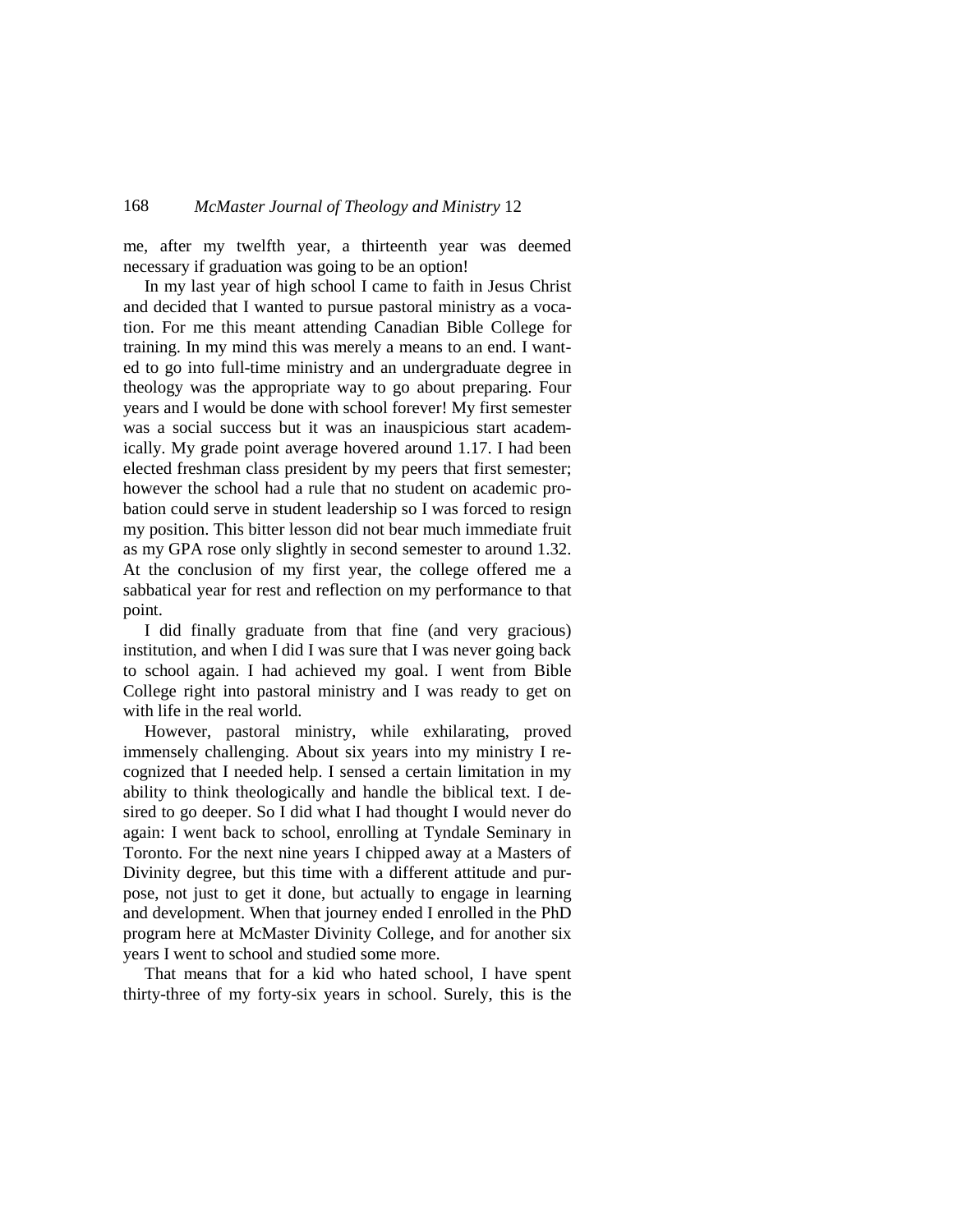me, after my twelfth year, a thirteenth year was deemed necessary if graduation was going to be an option!

In my last year of high school I came to faith in Jesus Christ and decided that I wanted to pursue pastoral ministry as a vocation. For me this meant attending Canadian Bible College for training. In my mind this was merely a means to an end. I wanted to go into full-time ministry and an undergraduate degree in theology was the appropriate way to go about preparing. Four years and I would be done with school forever! My first semester was a social success but it was an inauspicious start academically. My grade point average hovered around 1.17. I had been elected freshman class president by my peers that first semester; however the school had a rule that no student on academic probation could serve in student leadership so I was forced to resign my position. This bitter lesson did not bear much immediate fruit as my GPA rose only slightly in second semester to around 1.32. At the conclusion of my first year, the college offered me a sabbatical year for rest and reflection on my performance to that point.

I did finally graduate from that fine (and very gracious) institution, and when I did I was sure that I was never going back to school again. I had achieved my goal. I went from Bible College right into pastoral ministry and I was ready to get on with life in the real world.

However, pastoral ministry, while exhilarating, proved immensely challenging. About six years into my ministry I recognized that I needed help. I sensed a certain limitation in my ability to think theologically and handle the biblical text. I desired to go deeper. So I did what I had thought I would never do again: I went back to school, enrolling at Tyndale Seminary in Toronto. For the next nine years I chipped away at a Masters of Divinity degree, but this time with a different attitude and purpose, not just to get it done, but actually to engage in learning and development. When that journey ended I enrolled in the PhD program here at McMaster Divinity College, and for another six years I went to school and studied some more.

That means that for a kid who hated school, I have spent thirty-three of my forty-six years in school. Surely, this is the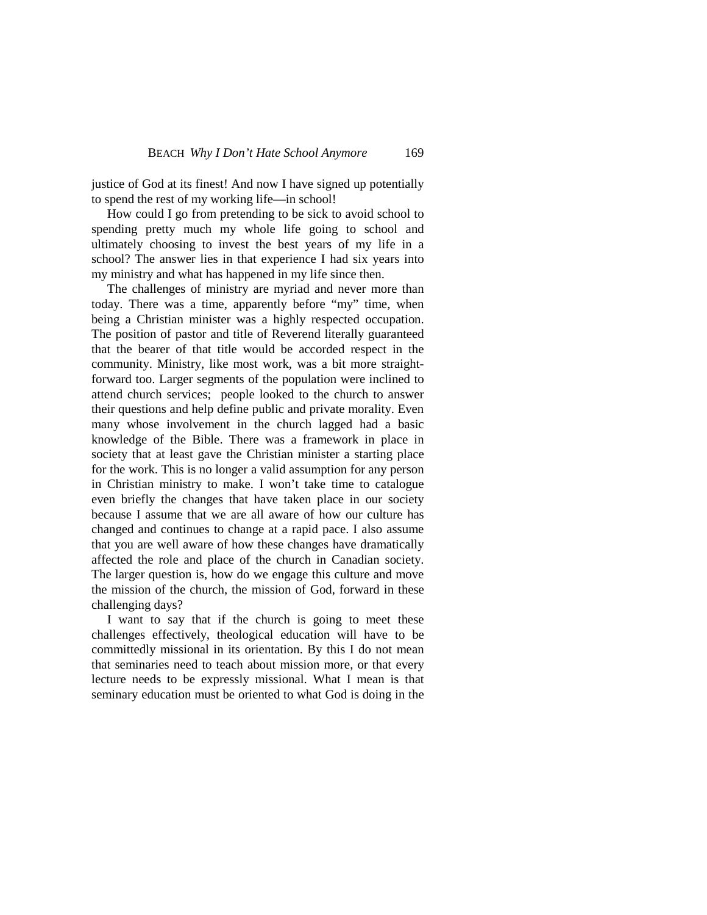justice of God at its finest! And now I have signed up potentially to spend the rest of my working life—in school!

How could I go from pretending to be sick to avoid school to spending pretty much my whole life going to school and ultimately choosing to invest the best years of my life in a school? The answer lies in that experience I had six years into my ministry and what has happened in my life since then.

The challenges of ministry are myriad and never more than today. There was a time, apparently before "my" time, when being a Christian minister was a highly respected occupation. The position of pastor and title of Reverend literally guaranteed that the bearer of that title would be accorded respect in the community. Ministry, like most work, was a bit more straightforward too. Larger segments of the population were inclined to attend church services; people looked to the church to answer their questions and help define public and private morality. Even many whose involvement in the church lagged had a basic knowledge of the Bible. There was a framework in place in society that at least gave the Christian minister a starting place for the work. This is no longer a valid assumption for any person in Christian ministry to make. I won't take time to catalogue even briefly the changes that have taken place in our society because I assume that we are all aware of how our culture has changed and continues to change at a rapid pace. I also assume that you are well aware of how these changes have dramatically affected the role and place of the church in Canadian society. The larger question is, how do we engage this culture and move the mission of the church, the mission of God, forward in these challenging days?

I want to say that if the church is going to meet these challenges effectively, theological education will have to be committedly missional in its orientation. By this I do not mean that seminaries need to teach about mission more, or that every lecture needs to be expressly missional. What I mean is that seminary education must be oriented to what God is doing in the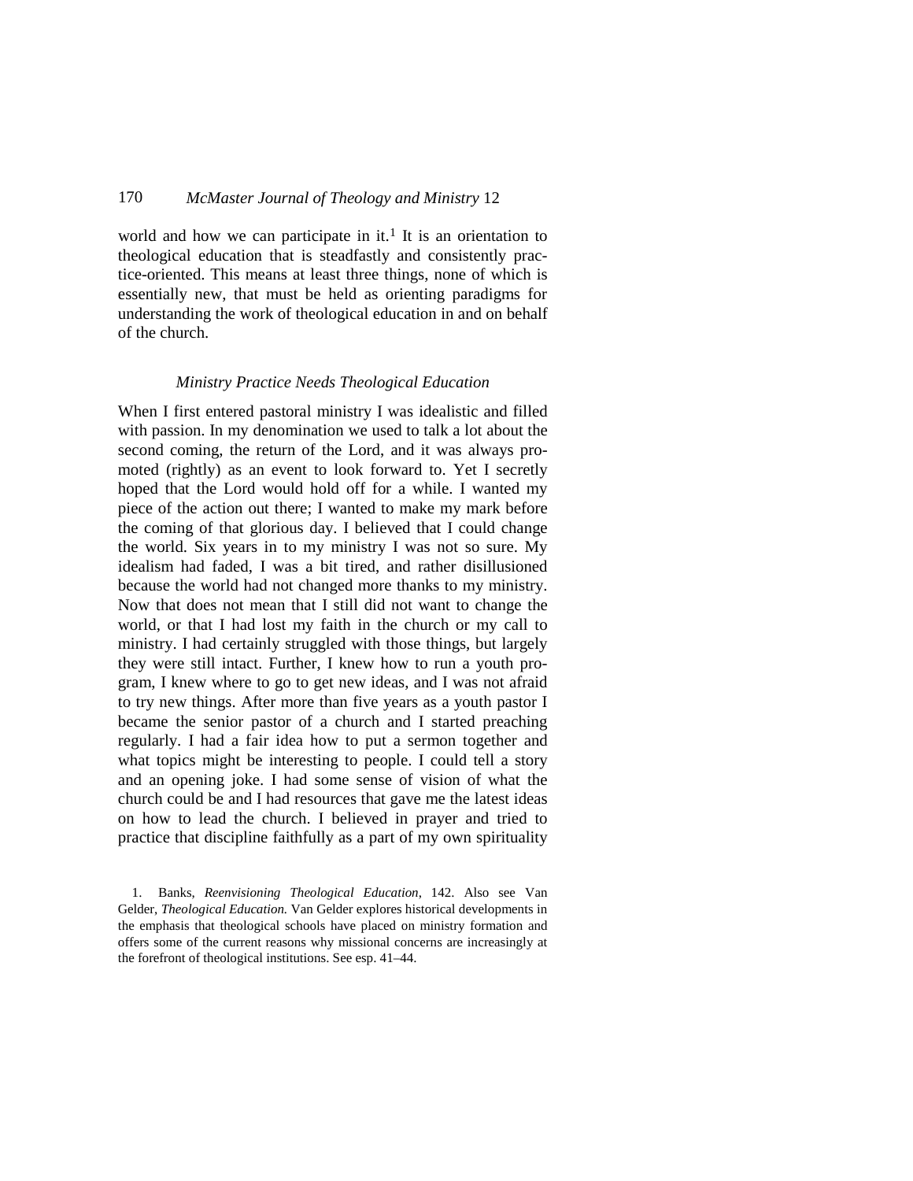world and how we can participate in it.[1] It is an orientation to theological education that is steadfastly and consistently practice-oriented. This means at least three things, none of which is essentially new, that must be held as orienting paradigms for understanding the work of theological education in and on behalf of the church.

### *Ministry Practice Needs Theological Education*

When I first entered pastoral ministry I was idealistic and filled with passion. In my denomination we used to talk a lot about the second coming, the return of the Lord, and it was always promoted (rightly) as an event to look forward to. Yet I secretly hoped that the Lord would hold off for a while. I wanted my piece of the action out there; I wanted to make my mark before the coming of that glorious day. I believed that I could change the world. Six years in to my ministry I was not so sure. My idealism had faded, I was a bit tired, and rather disillusioned because the world had not changed more thanks to my ministry. Now that does not mean that I still did not want to change the world, or that I had lost my faith in the church or my call to ministry. I had certainly struggled with those things, but largely they were still intact. Further, I knew how to run a youth program, I knew where to go to get new ideas, and I was not afraid to try new things. After more than five years as a youth pastor I became the senior pastor of a church and I started preaching regularly. I had a fair idea how to put a sermon together and what topics might be interesting to people. I could tell a story and an opening joke. I had some sense of vision of what the church could be and I had resources that gave me the latest ideas on how to lead the church. I believed in prayer and tried to practice that discipline faithfully as a part of my own spirituality

1. Banks, *Reenvisioning Theological Education*, 142. Also see Van Gelder, *Theological Education.* Van Gelder explores historical developments in the emphasis that theological schools have placed on ministry formation and offers some of the current reasons why missional concerns are increasingly at the forefront of theological institutions. See esp. 41–44.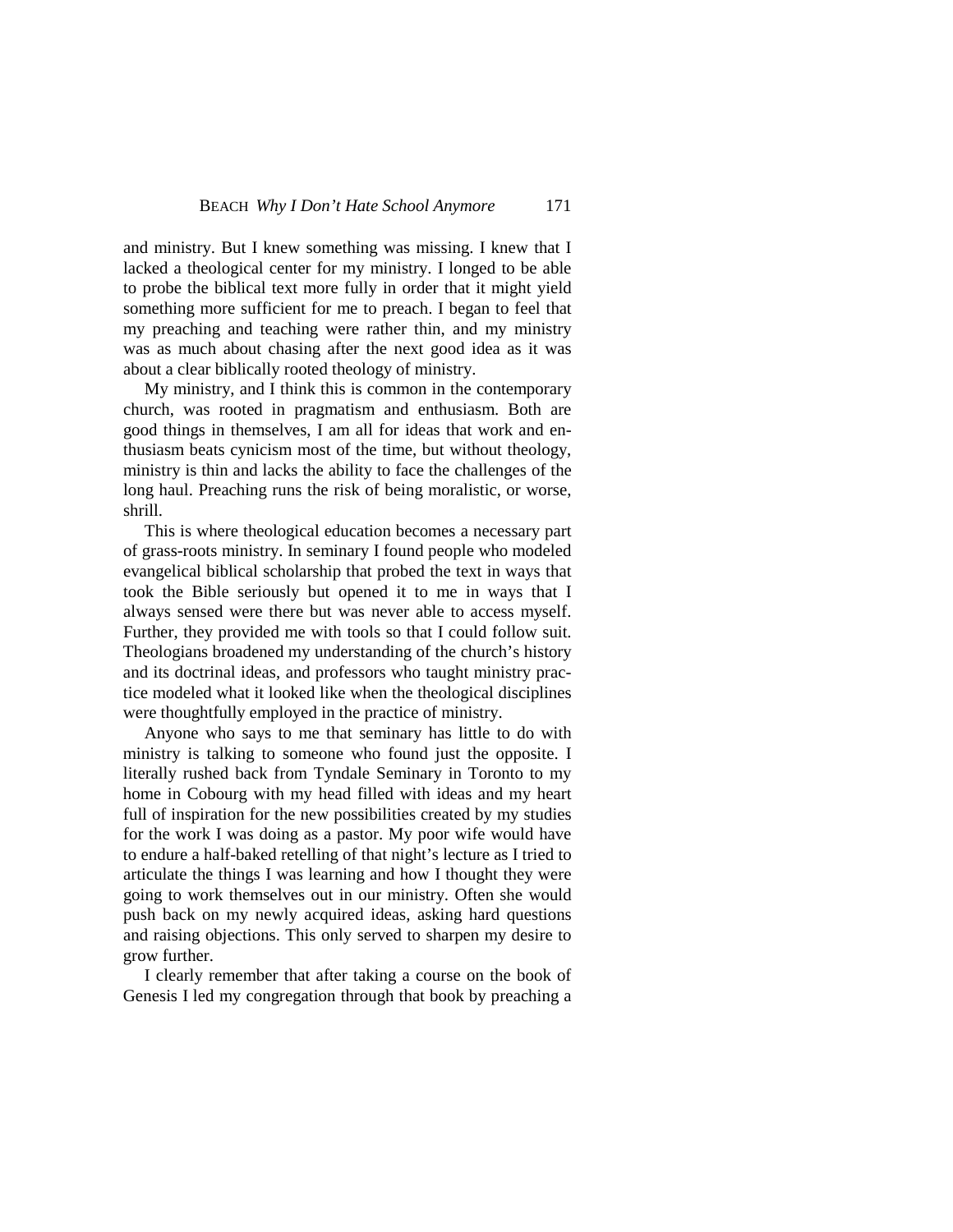and ministry. But I knew something was missing. I knew that I lacked a theological center for my ministry. I longed to be able to probe the biblical text more fully in order that it might yield something more sufficient for me to preach. I began to feel that my preaching and teaching were rather thin, and my ministry was as much about chasing after the next good idea as it was about a clear biblically rooted theology of ministry.

My ministry, and I think this is common in the contemporary church, was rooted in pragmatism and enthusiasm. Both are good things in themselves, I am all for ideas that work and enthusiasm beats cynicism most of the time, but without theology, ministry is thin and lacks the ability to face the challenges of the long haul. Preaching runs the risk of being moralistic, or worse, shrill.

This is where theological education becomes a necessary part of grass-roots ministry. In seminary I found people who modeled evangelical biblical scholarship that probed the text in ways that took the Bible seriously but opened it to me in ways that I always sensed were there but was never able to access myself. Further, they provided me with tools so that I could follow suit. Theologians broadened my understanding of the church's history and its doctrinal ideas, and professors who taught ministry practice modeled what it looked like when the theological disciplines were thoughtfully employed in the practice of ministry.

Anyone who says to me that seminary has little to do with ministry is talking to someone who found just the opposite. I literally rushed back from Tyndale Seminary in Toronto to my home in Cobourg with my head filled with ideas and my heart full of inspiration for the new possibilities created by my studies for the work I was doing as a pastor. My poor wife would have to endure a half-baked retelling of that night's lecture as I tried to articulate the things I was learning and how I thought they were going to work themselves out in our ministry. Often she would push back on my newly acquired ideas, asking hard questions and raising objections. This only served to sharpen my desire to grow further.

I clearly remember that after taking a course on the book of Genesis I led my congregation through that book by preaching a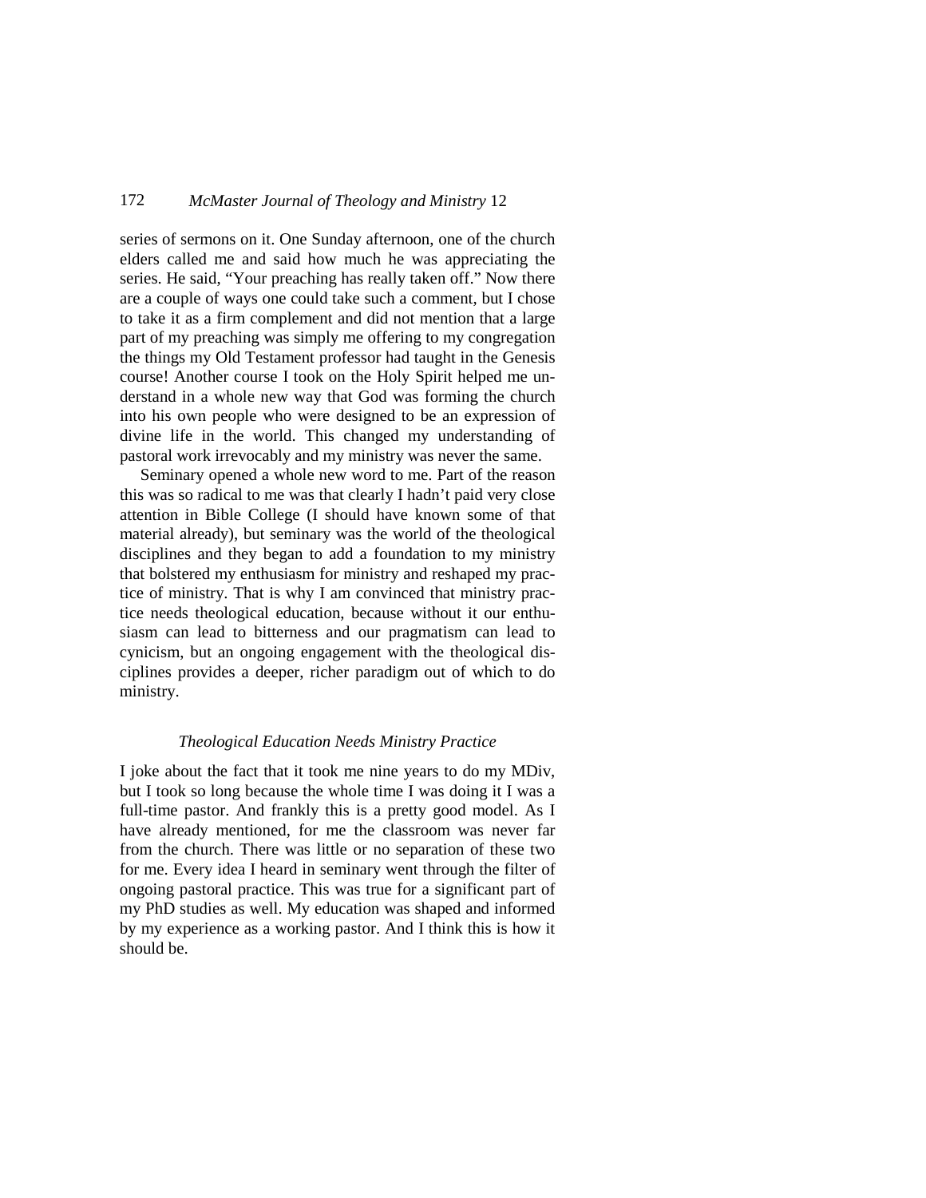series of sermons on it. One Sunday afternoon, one of the church elders called me and said how much he was appreciating the series. He said, "Your preaching has really taken off." Now there are a couple of ways one could take such a comment, but I chose to take it as a firm complement and did not mention that a large part of my preaching was simply me offering to my congregation the things my Old Testament professor had taught in the Genesis course! Another course I took on the Holy Spirit helped me understand in a whole new way that God was forming the church into his own people who were designed to be an expression of divine life in the world. This changed my understanding of pastoral work irrevocably and my ministry was never the same.

Seminary opened a whole new word to me. Part of the reason this was so radical to me was that clearly I hadn't paid very close attention in Bible College (I should have known some of that material already), but seminary was the world of the theological disciplines and they began to add a foundation to my ministry that bolstered my enthusiasm for ministry and reshaped my practice of ministry. That is why I am convinced that ministry practice needs theological education, because without it our enthusiasm can lead to bitterness and our pragmatism can lead to cynicism, but an ongoing engagement with the theological disciplines provides a deeper, richer paradigm out of which to do ministry.

### *Theological Education Needs Ministry Practice*

I joke about the fact that it took me nine years to do my MDiv, but I took so long because the whole time I was doing it I was a full-time pastor. And frankly this is a pretty good model. As I have already mentioned, for me the classroom was never far from the church. There was little or no separation of these two for me. Every idea I heard in seminary went through the filter of ongoing pastoral practice. This was true for a significant part of my PhD studies as well. My education was shaped and informed by my experience as a working pastor. And I think this is how it should be.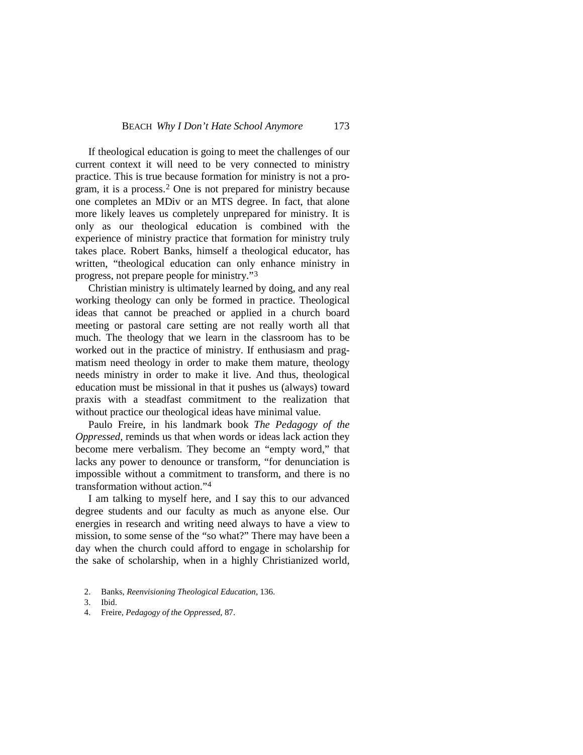If theological education is going to meet the challenges of our current context it will need to be very connected to ministry practice. This is true because formation for ministry is not a program, it is a process.[2] One is not prepared for ministry because one completes an MDiv or an MTS degree. In fact, that alone more likely leaves us completely unprepared for ministry. It is only as our theological education is combined with the experience of ministry practice that formation for ministry truly takes place. Robert Banks, himself a theological educator, has written, "theological education can only enhance ministry in progress, not prepare people for ministry."[3]

Christian ministry is ultimately learned by doing, and any real working theology can only be formed in practice. Theological ideas that cannot be preached or applied in a church board meeting or pastoral care setting are not really worth all that much. The theology that we learn in the classroom has to be worked out in the practice of ministry. If enthusiasm and pragmatism need theology in order to make them mature, theology needs ministry in order to make it live. And thus, theological education must be missional in that it pushes us (always) toward praxis with a steadfast commitment to the realization that without practice our theological ideas have minimal value.

Paulo Freire, in his landmark book *The Pedagogy of the Oppressed*, reminds us that when words or ideas lack action they become mere verbalism. They become an "empty word," that lacks any power to denounce or transform, "for denunciation is impossible without a commitment to transform, and there is no transformation without action."[4]

I am talking to myself here, and I say this to our advanced degree students and our faculty as much as anyone else. Our energies in research and writing need always to have a view to mission, to some sense of the "so what?" There may have been a day when the church could afford to engage in scholarship for the sake of scholarship, when in a highly Christianized world,

2. Banks, *Reenvisioning Theological Education*, 136.
3. Ibid.
4. Freire, *Pedagogy of the Oppressed*, 87.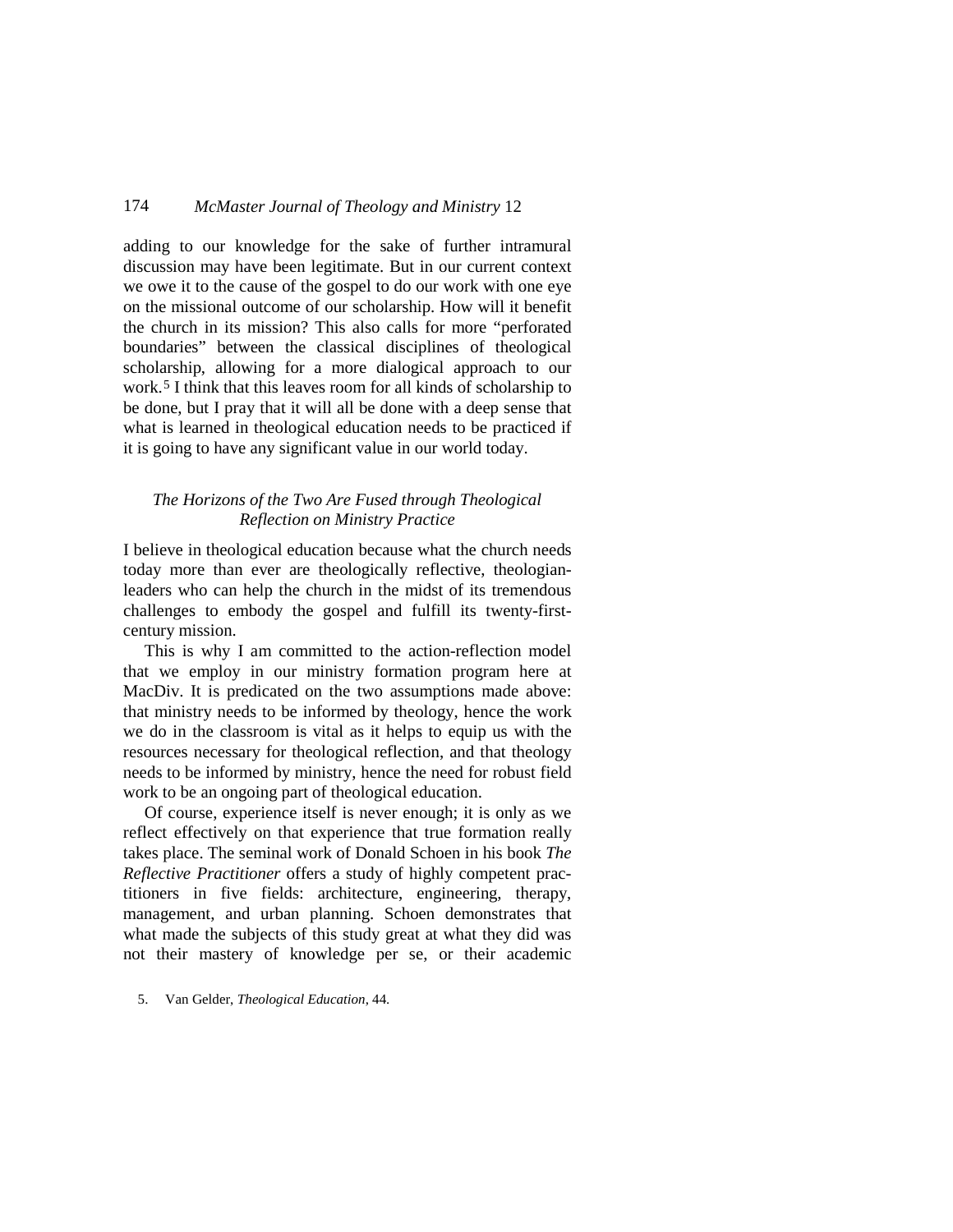adding to our knowledge for the sake of further intramural discussion may have been legitimate. But in our current context we owe it to the cause of the gospel to do our work with one eye on the missional outcome of our scholarship. How will it benefit the church in its mission? This also calls for more "perforated boundaries" between the classical disciplines of theological scholarship, allowing for a more dialogical approach to our work.[5] I think that this leaves room for all kinds of scholarship to be done, but I pray that it will all be done with a deep sense that what is learned in theological education needs to be practiced if it is going to have any significant value in our world today.

### *The Horizons of the Two Are Fused through Theological Reflection on Ministry Practice*

I believe in theological education because what the church needs today more than ever are theologically reflective, theologian-leaders who can help the church in the midst of its tremendous challenges to embody the gospel and fulfill its twenty-first-century mission.

This is why I am committed to the action-reflection model that we employ in our ministry formation program here at MacDiv. It is predicated on the two assumptions made above: that ministry needs to be informed by theology, hence the work we do in the classroom is vital as it helps to equip us with the resources necessary for theological reflection, and that theology needs to be informed by ministry, hence the need for robust field work to be an ongoing part of theological education.

Of course, experience itself is never enough; it is only as we reflect effectively on that experience that true formation really takes place. The seminal work of Donald Schoen in his book *The Reflective Practitioner* offers a study of highly competent practitioners in five fields: architecture, engineering, therapy, management, and urban planning. Schoen demonstrates that what made the subjects of this study great at what they did was not their mastery of knowledge per se, or their academic

5. Van Gelder, *Theological Education*, 44.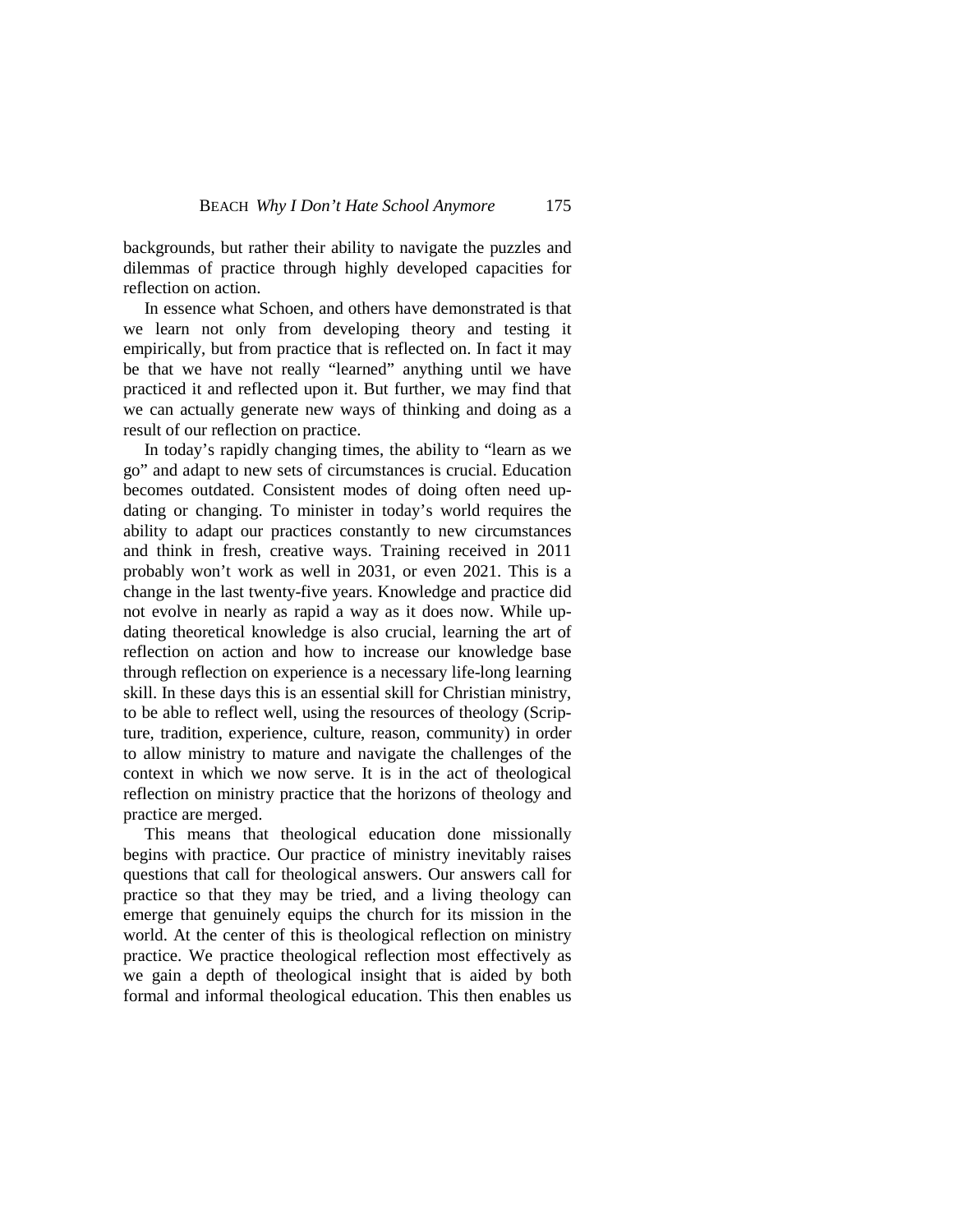backgrounds, but rather their ability to navigate the puzzles and dilemmas of practice through highly developed capacities for reflection on action.

In essence what Schoen, and others have demonstrated is that we learn not only from developing theory and testing it empirically, but from practice that is reflected on. In fact it may be that we have not really "learned" anything until we have practiced it and reflected upon it. But further, we may find that we can actually generate new ways of thinking and doing as a result of our reflection on practice.

In today's rapidly changing times, the ability to "learn as we go" and adapt to new sets of circumstances is crucial. Education becomes outdated. Consistent modes of doing often need updating or changing. To minister in today's world requires the ability to adapt our practices constantly to new circumstances and think in fresh, creative ways. Training received in 2011 probably won't work as well in 2031, or even 2021. This is a change in the last twenty-five years. Knowledge and practice did not evolve in nearly as rapid a way as it does now. While updating theoretical knowledge is also crucial, learning the art of reflection on action and how to increase our knowledge base through reflection on experience is a necessary life-long learning skill. In these days this is an essential skill for Christian ministry, to be able to reflect well, using the resources of theology (Scripture, tradition, experience, culture, reason, community) in order to allow ministry to mature and navigate the challenges of the context in which we now serve. It is in the act of theological reflection on ministry practice that the horizons of theology and practice are merged.

This means that theological education done missionally begins with practice. Our practice of ministry inevitably raises questions that call for theological answers. Our answers call for practice so that they may be tried, and a living theology can emerge that genuinely equips the church for its mission in the world. At the center of this is theological reflection on ministry practice. We practice theological reflection most effectively as we gain a depth of theological insight that is aided by both formal and informal theological education. This then enables us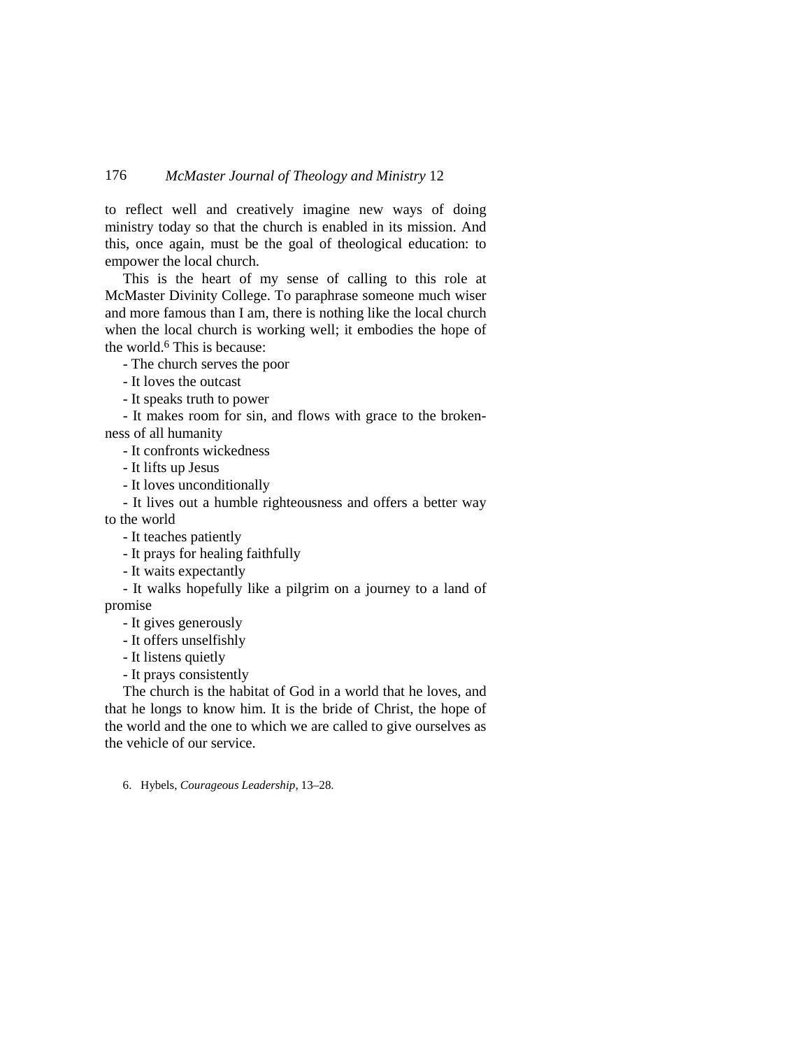to reflect well and creatively imagine new ways of doing ministry today so that the church is enabled in its mission. And this, once again, must be the goal of theological education: to empower the local church.

This is the heart of my sense of calling to this role at McMaster Divinity College. To paraphrase someone much wiser and more famous than I am, there is nothing like the local church when the local church is working well; it embodies the hope of the world.[6] This is because:

- The church serves the poor
- It loves the outcast
- It speaks truth to power
- It makes room for sin, and flows with grace to the brokenness of all humanity
- It confronts wickedness
- It lifts up Jesus
- It loves unconditionally
- It lives out a humble righteousness and offers a better way to the world
- It teaches patiently
- It prays for healing faithfully
- It waits expectantly
- It walks hopefully like a pilgrim on a journey to a land of promise
- It gives generously
- It offers unselfishly
- It listens quietly
- It prays consistently

The church is the habitat of God in a world that he loves, and that he longs to know him. It is the bride of Christ, the hope of the world and the one to which we are called to give ourselves as the vehicle of our service.

6. Hybels, *Courageous Leadership*, 13–28.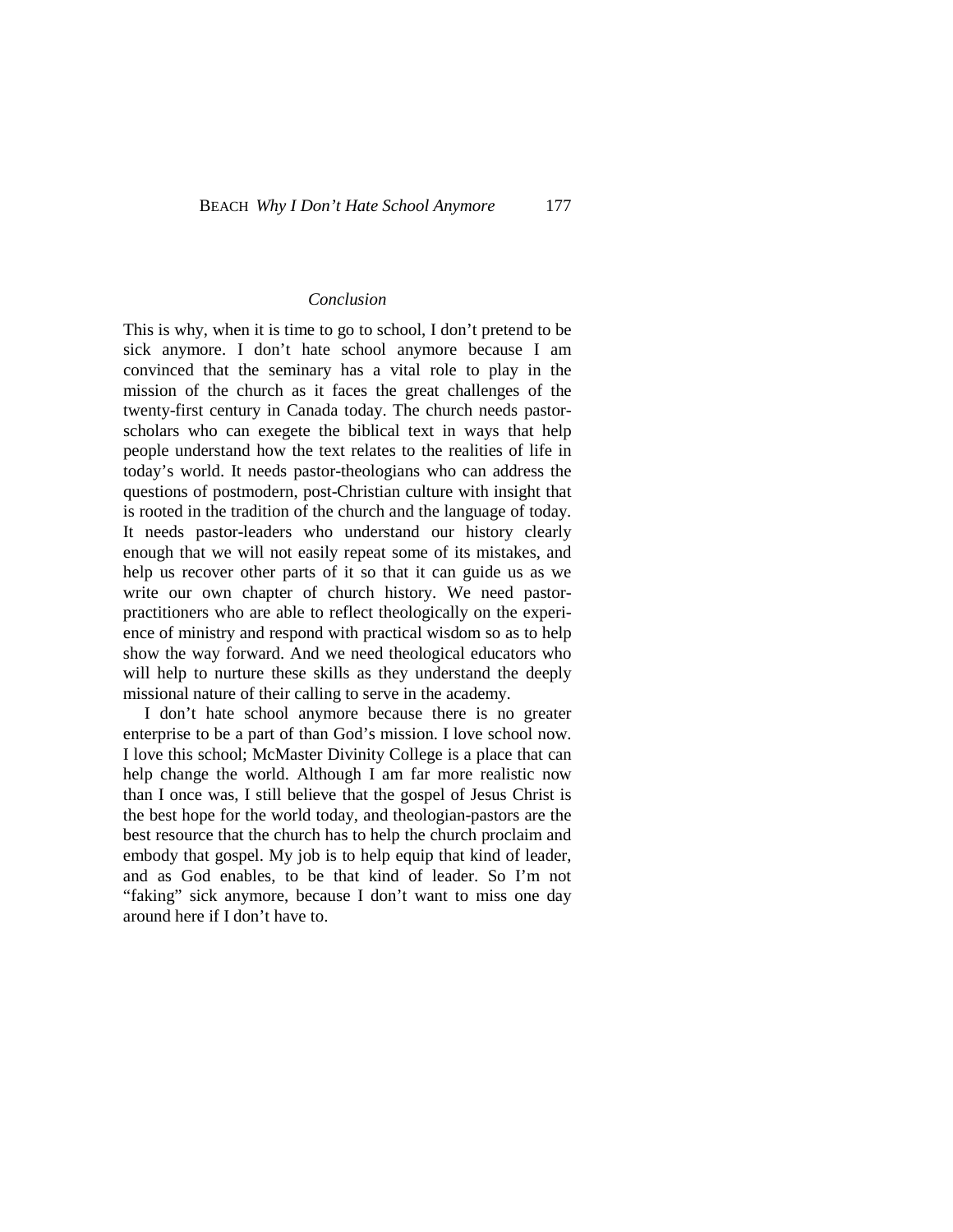*Conclusion*

This is why, when it is time to go to school, I don't pretend to be sick anymore. I don't hate school anymore because I am convinced that the seminary has a vital role to play in the mission of the church as it faces the great challenges of the twenty-first century in Canada today. The church needs pastor-scholars who can exegete the biblical text in ways that help people understand how the text relates to the realities of life in today's world. It needs pastor-theologians who can address the questions of postmodern, post-Christian culture with insight that is rooted in the tradition of the church and the language of today. It needs pastor-leaders who understand our history clearly enough that we will not easily repeat some of its mistakes, and help us recover other parts of it so that it can guide us as we write our own chapter of church history. We need pastor-practitioners who are able to reflect theologically on the experience of ministry and respond with practical wisdom so as to help show the way forward. And we need theological educators who will help to nurture these skills as they understand the deeply missional nature of their calling to serve in the academy.

I don't hate school anymore because there is no greater enterprise to be a part of than God's mission. I love school now. I love this school; McMaster Divinity College is a place that can help change the world. Although I am far more realistic now than I once was, I still believe that the gospel of Jesus Christ is the best hope for the world today, and theologian-pastors are the best resource that the church has to help the church proclaim and embody that gospel. My job is to help equip that kind of leader, and as God enables, to be that kind of leader. So I'm not "faking" sick anymore, because I don't want to miss one day around here if I don't have to.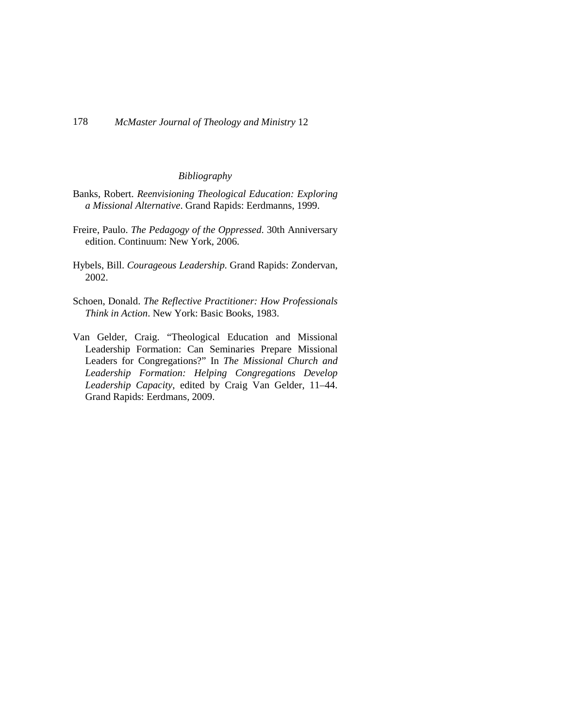*Bibliography*

Banks, Robert. *Reenvisioning Theological Education: Exploring a Missional Alternative*. Grand Rapids: Eerdmanns, 1999.

Freire, Paulo. *The Pedagogy of the Oppressed*. 30th Anniversary edition. Continuum: New York, 2006.

Hybels, Bill. *Courageous Leadership*. Grand Rapids: Zondervan, 2002.

Schoen, Donald. *The Reflective Practitioner: How Professionals Think in Action*. New York: Basic Books, 1983.

Van Gelder, Craig. "Theological Education and Missional Leadership Formation: Can Seminaries Prepare Missional Leaders for Congregations?" In *The Missional Church and Leadership Formation: Helping Congregations Develop Leadership Capacity*, edited by Craig Van Gelder, 11–44. Grand Rapids: Eerdmans, 2009.